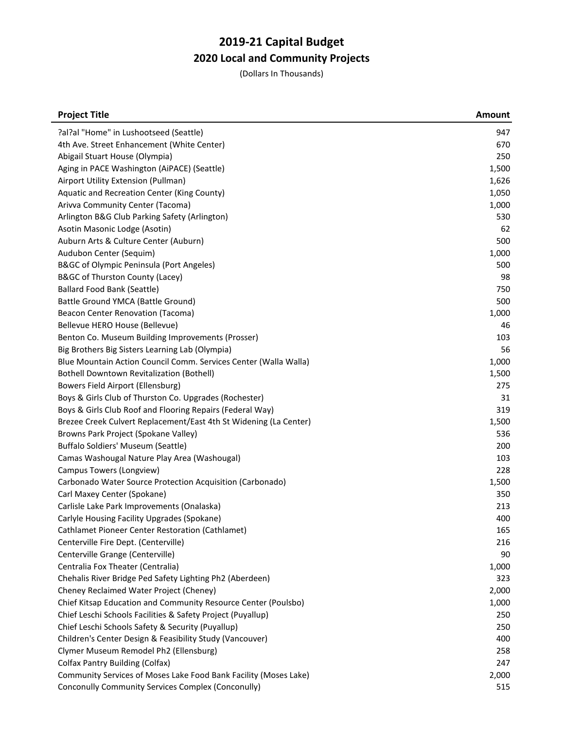# 2019-21 Capital Budget

## 2020 Local and Community Projects

(Dollars In Thousands)

| Project Title | Amount |
|---|---|
| ?al?al "Home" in Lushootseed (Seattle) | 947 |
| 4th Ave. Street Enhancement (White Center) | 670 |
| Abigail Stuart House (Olympia) | 250 |
| Aging in PACE Washington (AiPACE) (Seattle) | 1,500 |
| Airport Utility Extension (Pullman) | 1,626 |
| Aquatic and Recreation Center (King County) | 1,050 |
| Arivva Community Center (Tacoma) | 1,000 |
| Arlington B&G Club Parking Safety (Arlington) | 530 |
| Asotin Masonic Lodge (Asotin) | 62 |
| Auburn Arts & Culture Center (Auburn) | 500 |
| Audubon Center (Sequim) | 1,000 |
| B&GC of Olympic Peninsula (Port Angeles) | 500 |
| B&GC of Thurston County (Lacey) | 98 |
| Ballard Food Bank (Seattle) | 750 |
| Battle Ground YMCA (Battle Ground) | 500 |
| Beacon Center Renovation (Tacoma) | 1,000 |
| Bellevue HERO House (Bellevue) | 46 |
| Benton Co. Museum Building Improvements (Prosser) | 103 |
| Big Brothers Big Sisters Learning Lab (Olympia) | 56 |
| Blue Mountain Action Council Comm. Services Center (Walla Walla) | 1,000 |
| Bothell Downtown Revitalization (Bothell) | 1,500 |
| Bowers Field Airport (Ellensburg) | 275 |
| Boys & Girls Club of Thurston Co. Upgrades (Rochester) | 31 |
| Boys & Girls Club Roof and Flooring Repairs (Federal Way) | 319 |
| Brezee Creek Culvert Replacement/East 4th St Widening (La Center) | 1,500 |
| Browns Park Project (Spokane Valley) | 536 |
| Buffalo Soldiers' Museum (Seattle) | 200 |
| Camas Washougal Nature Play Area (Washougal) | 103 |
| Campus Towers (Longview) | 228 |
| Carbonado Water Source Protection Acquisition (Carbonado) | 1,500 |
| Carl Maxey Center (Spokane) | 350 |
| Carlisle Lake Park Improvements (Onalaska) | 213 |
| Carlyle Housing Facility Upgrades (Spokane) | 400 |
| Cathlamet Pioneer Center Restoration (Cathlamet) | 165 |
| Centerville Fire Dept. (Centerville) | 216 |
| Centerville Grange (Centerville) | 90 |
| Centralia Fox Theater (Centralia) | 1,000 |
| Chehalis River Bridge Ped Safety Lighting Ph2 (Aberdeen) | 323 |
| Cheney Reclaimed Water Project (Cheney) | 2,000 |
| Chief Kitsap Education and Community Resource Center (Poulsbo) | 1,000 |
| Chief Leschi Schools Facilities & Safety Project (Puyallup) | 250 |
| Chief Leschi Schools Safety & Security (Puyallup) | 250 |
| Children's Center Design & Feasibility Study (Vancouver) | 400 |
| Clymer Museum Remodel Ph2 (Ellensburg) | 258 |
| Colfax Pantry Building (Colfax) | 247 |
| Community Services of Moses Lake Food Bank Facility (Moses Lake) | 2,000 |
| Conconully Community Services Complex (Conconully) | 515 |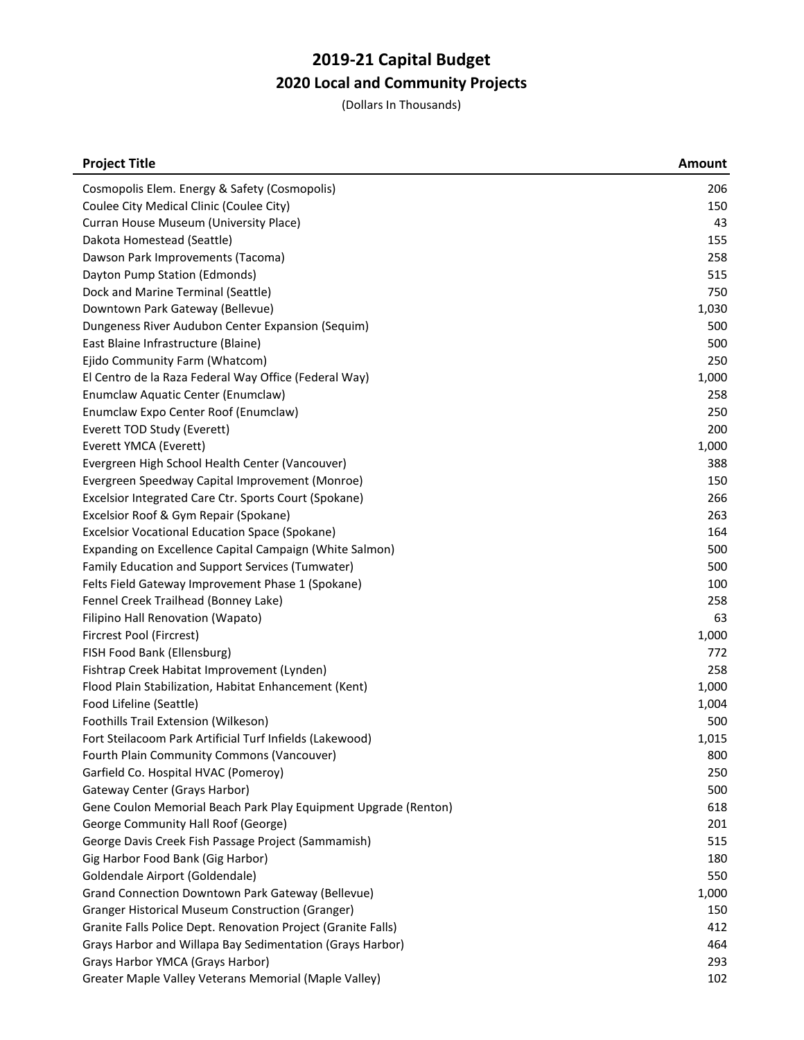# 2019-21 Capital Budget
## 2020 Local and Community Projects

(Dollars In Thousands)

| Project Title | Amount |
|---|---|
| Cosmopolis Elem. Energy & Safety (Cosmopolis) | 206 |
| Coulee City Medical Clinic (Coulee City) | 150 |
| Curran House Museum (University Place) | 43 |
| Dakota Homestead (Seattle) | 155 |
| Dawson Park Improvements (Tacoma) | 258 |
| Dayton Pump Station (Edmonds) | 515 |
| Dock and Marine Terminal (Seattle) | 750 |
| Downtown Park Gateway (Bellevue) | 1,030 |
| Dungeness River Audubon Center Expansion (Sequim) | 500 |
| East Blaine Infrastructure (Blaine) | 500 |
| Ejido Community Farm (Whatcom) | 250 |
| El Centro de la Raza Federal Way Office (Federal Way) | 1,000 |
| Enumclaw Aquatic Center (Enumclaw) | 258 |
| Enumclaw Expo Center Roof (Enumclaw) | 250 |
| Everett TOD Study (Everett) | 200 |
| Everett YMCA (Everett) | 1,000 |
| Evergreen High School Health Center (Vancouver) | 388 |
| Evergreen Speedway Capital Improvement (Monroe) | 150 |
| Excelsior Integrated Care Ctr. Sports Court (Spokane) | 266 |
| Excelsior Roof & Gym Repair (Spokane) | 263 |
| Excelsior Vocational Education Space (Spokane) | 164 |
| Expanding on Excellence Capital Campaign (White Salmon) | 500 |
| Family Education and Support Services (Tumwater) | 500 |
| Felts Field Gateway Improvement Phase 1 (Spokane) | 100 |
| Fennel Creek Trailhead (Bonney Lake) | 258 |
| Filipino Hall Renovation (Wapato) | 63 |
| Fircrest Pool (Fircrest) | 1,000 |
| FISH Food Bank (Ellensburg) | 772 |
| Fishtrap Creek Habitat Improvement (Lynden) | 258 |
| Flood Plain Stabilization, Habitat Enhancement (Kent) | 1,000 |
| Food Lifeline (Seattle) | 1,004 |
| Foothills Trail Extension (Wilkeson) | 500 |
| Fort Steilacoom Park Artificial Turf Infields (Lakewood) | 1,015 |
| Fourth Plain Community Commons (Vancouver) | 800 |
| Garfield Co. Hospital HVAC (Pomeroy) | 250 |
| Gateway Center (Grays Harbor) | 500 |
| Gene Coulon Memorial Beach Park Play Equipment Upgrade (Renton) | 618 |
| George Community Hall Roof (George) | 201 |
| George Davis Creek Fish Passage Project (Sammamish) | 515 |
| Gig Harbor Food Bank (Gig Harbor) | 180 |
| Goldendale Airport (Goldendale) | 550 |
| Grand Connection Downtown Park Gateway (Bellevue) | 1,000 |
| Granger Historical Museum Construction (Granger) | 150 |
| Granite Falls Police Dept. Renovation Project (Granite Falls) | 412 |
| Grays Harbor and Willapa Bay Sedimentation (Grays Harbor) | 464 |
| Grays Harbor YMCA (Grays Harbor) | 293 |
| Greater Maple Valley Veterans Memorial (Maple Valley) | 102 |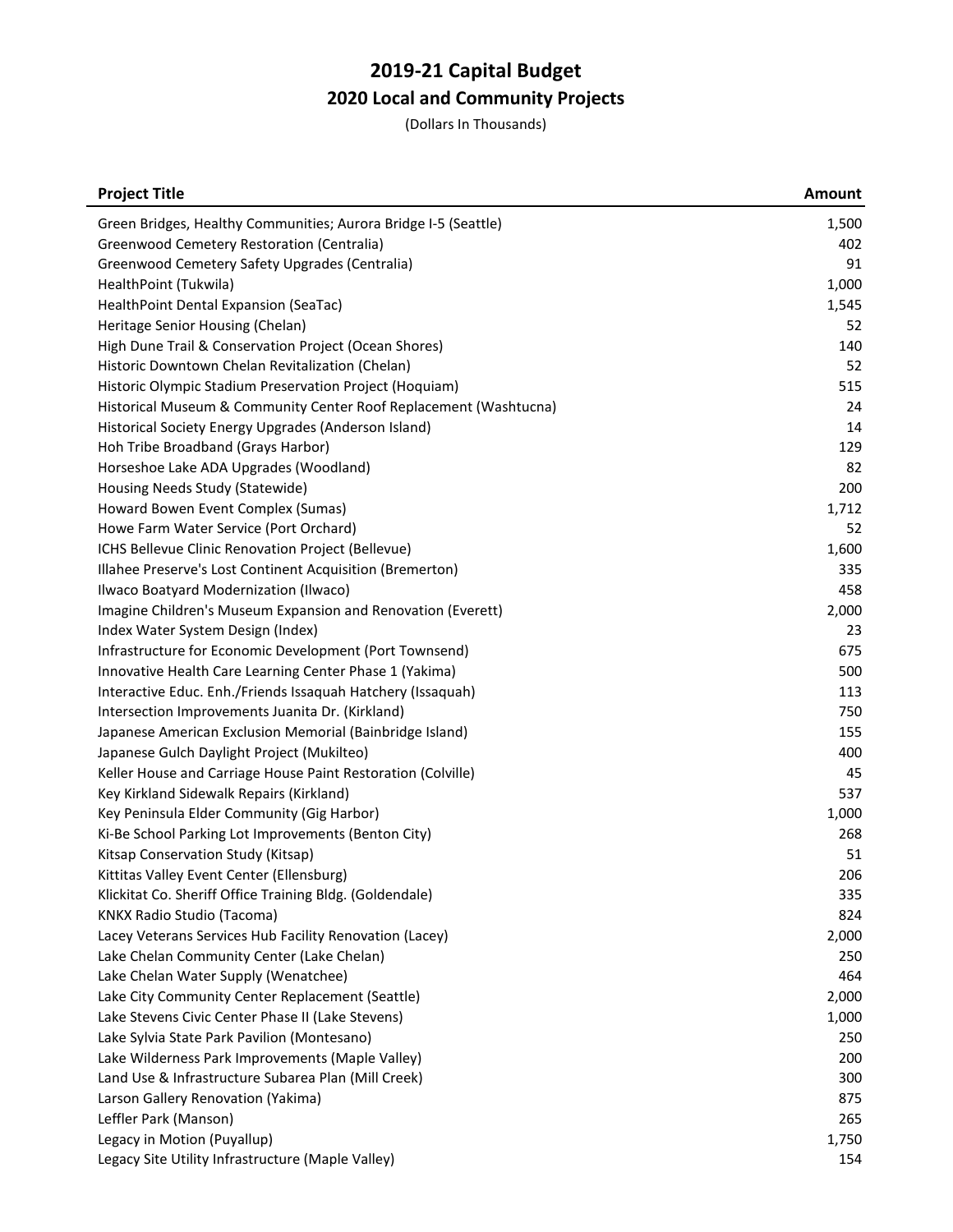# 2019-21 Capital Budget

## 2020 Local and Community Projects

(Dollars In Thousands)

| Project Title | Amount |
|---|---|
| Green Bridges, Healthy Communities; Aurora Bridge I-5 (Seattle) | 1,500 |
| Greenwood Cemetery Restoration (Centralia) | 402 |
| Greenwood Cemetery Safety Upgrades (Centralia) | 91 |
| HealthPoint (Tukwila) | 1,000 |
| HealthPoint Dental Expansion (SeaTac) | 1,545 |
| Heritage Senior Housing (Chelan) | 52 |
| High Dune Trail & Conservation Project (Ocean Shores) | 140 |
| Historic Downtown Chelan Revitalization (Chelan) | 52 |
| Historic Olympic Stadium Preservation Project (Hoquiam) | 515 |
| Historical Museum & Community Center Roof Replacement (Washtucna) | 24 |
| Historical Society Energy Upgrades (Anderson Island) | 14 |
| Hoh Tribe Broadband (Grays Harbor) | 129 |
| Horseshoe Lake ADA Upgrades (Woodland) | 82 |
| Housing Needs Study (Statewide) | 200 |
| Howard Bowen Event Complex (Sumas) | 1,712 |
| Howe Farm Water Service (Port Orchard) | 52 |
| ICHS Bellevue Clinic Renovation Project (Bellevue) | 1,600 |
| Illahee Preserve's Lost Continent Acquisition (Bremerton) | 335 |
| Ilwaco Boatyard Modernization (Ilwaco) | 458 |
| Imagine Children's Museum Expansion and Renovation (Everett) | 2,000 |
| Index Water System Design (Index) | 23 |
| Infrastructure for Economic Development (Port Townsend) | 675 |
| Innovative Health Care Learning Center Phase 1 (Yakima) | 500 |
| Interactive Educ. Enh./Friends Issaquah Hatchery (Issaquah) | 113 |
| Intersection Improvements Juanita Dr. (Kirkland) | 750 |
| Japanese American Exclusion Memorial (Bainbridge Island) | 155 |
| Japanese Gulch Daylight Project (Mukilteo) | 400 |
| Keller House and Carriage House Paint Restoration (Colville) | 45 |
| Key Kirkland Sidewalk Repairs (Kirkland) | 537 |
| Key Peninsula Elder Community (Gig Harbor) | 1,000 |
| Ki-Be School Parking Lot Improvements (Benton City) | 268 |
| Kitsap Conservation Study (Kitsap) | 51 |
| Kittitas Valley Event Center (Ellensburg) | 206 |
| Klickitat Co. Sheriff Office Training Bldg. (Goldendale) | 335 |
| KNKX Radio Studio (Tacoma) | 824 |
| Lacey Veterans Services Hub Facility Renovation (Lacey) | 2,000 |
| Lake Chelan Community Center (Lake Chelan) | 250 |
| Lake Chelan Water Supply (Wenatchee) | 464 |
| Lake City Community Center Replacement (Seattle) | 2,000 |
| Lake Stevens Civic Center Phase II (Lake Stevens) | 1,000 |
| Lake Sylvia State Park Pavilion (Montesano) | 250 |
| Lake Wilderness Park Improvements (Maple Valley) | 200 |
| Land Use & Infrastructure Subarea Plan (Mill Creek) | 300 |
| Larson Gallery Renovation (Yakima) | 875 |
| Leffler Park (Manson) | 265 |
| Legacy in Motion (Puyallup) | 1,750 |
| Legacy Site Utility Infrastructure (Maple Valley) | 154 |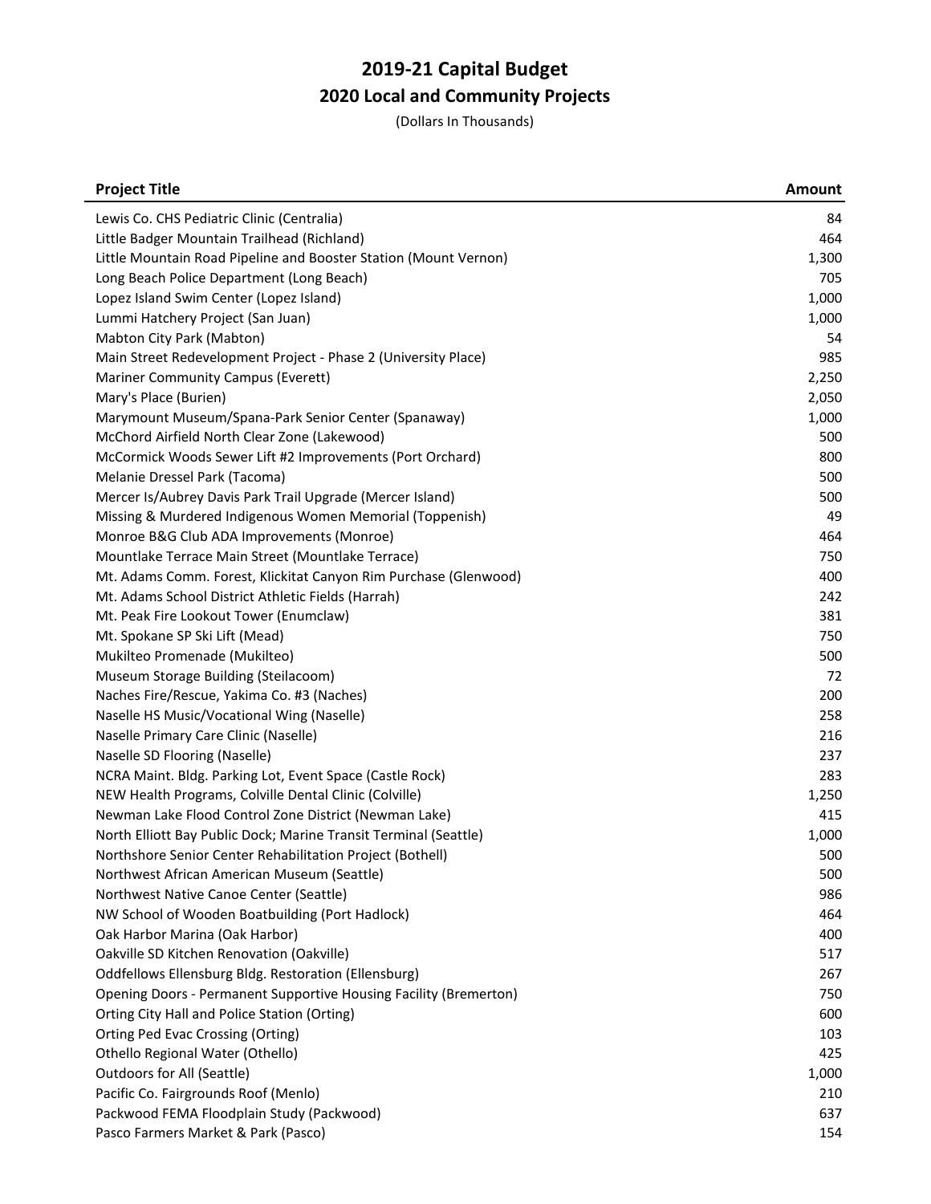# 2019-21 Capital Budget
## 2020 Local and Community Projects
(Dollars In Thousands)

| Project Title | Amount |
|---|---|
| Lewis Co. CHS Pediatric Clinic (Centralia) | 84 |
| Little Badger Mountain Trailhead (Richland) | 464 |
| Little Mountain Road Pipeline and Booster Station (Mount Vernon) | 1,300 |
| Long Beach Police Department (Long Beach) | 705 |
| Lopez Island Swim Center (Lopez Island) | 1,000 |
| Lummi Hatchery Project (San Juan) | 1,000 |
| Mabton City Park (Mabton) | 54 |
| Main Street Redevelopment Project - Phase 2 (University Place) | 985 |
| Mariner Community Campus (Everett) | 2,250 |
| Mary's Place (Burien) | 2,050 |
| Marymount Museum/Spana-Park Senior Center (Spanaway) | 1,000 |
| McChord Airfield North Clear Zone (Lakewood) | 500 |
| McCormick Woods Sewer Lift #2 Improvements (Port Orchard) | 800 |
| Melanie Dressel Park (Tacoma) | 500 |
| Mercer Is/Aubrey Davis Park Trail Upgrade (Mercer Island) | 500 |
| Missing & Murdered Indigenous Women Memorial (Toppenish) | 49 |
| Monroe B&G Club ADA Improvements (Monroe) | 464 |
| Mountlake Terrace Main Street (Mountlake Terrace) | 750 |
| Mt. Adams Comm. Forest, Klickitat Canyon Rim Purchase (Glenwood) | 400 |
| Mt. Adams School District Athletic Fields (Harrah) | 242 |
| Mt. Peak Fire Lookout Tower (Enumclaw) | 381 |
| Mt. Spokane SP Ski Lift (Mead) | 750 |
| Mukilteo Promenade (Mukilteo) | 500 |
| Museum Storage Building (Steilacoom) | 72 |
| Naches Fire/Rescue, Yakima Co. #3 (Naches) | 200 |
| Naselle HS Music/Vocational Wing (Naselle) | 258 |
| Naselle Primary Care Clinic (Naselle) | 216 |
| Naselle SD Flooring (Naselle) | 237 |
| NCRA Maint. Bldg. Parking Lot, Event Space (Castle Rock) | 283 |
| NEW Health Programs, Colville Dental Clinic (Colville) | 1,250 |
| Newman Lake Flood Control Zone District (Newman Lake) | 415 |
| North Elliott Bay Public Dock; Marine Transit Terminal (Seattle) | 1,000 |
| Northshore Senior Center Rehabilitation Project (Bothell) | 500 |
| Northwest African American Museum (Seattle) | 500 |
| Northwest Native Canoe Center (Seattle) | 986 |
| NW School of Wooden Boatbuilding (Port Hadlock) | 464 |
| Oak Harbor Marina (Oak Harbor) | 400 |
| Oakville SD Kitchen Renovation (Oakville) | 517 |
| Oddfellows Ellensburg Bldg. Restoration (Ellensburg) | 267 |
| Opening Doors - Permanent Supportive Housing Facility (Bremerton) | 750 |
| Orting City Hall and Police Station (Orting) | 600 |
| Orting Ped Evac Crossing (Orting) | 103 |
| Othello Regional Water (Othello) | 425 |
| Outdoors for All (Seattle) | 1,000 |
| Pacific Co. Fairgrounds Roof (Menlo) | 210 |
| Packwood FEMA Floodplain Study (Packwood) | 637 |
| Pasco Farmers Market & Park (Pasco) | 154 |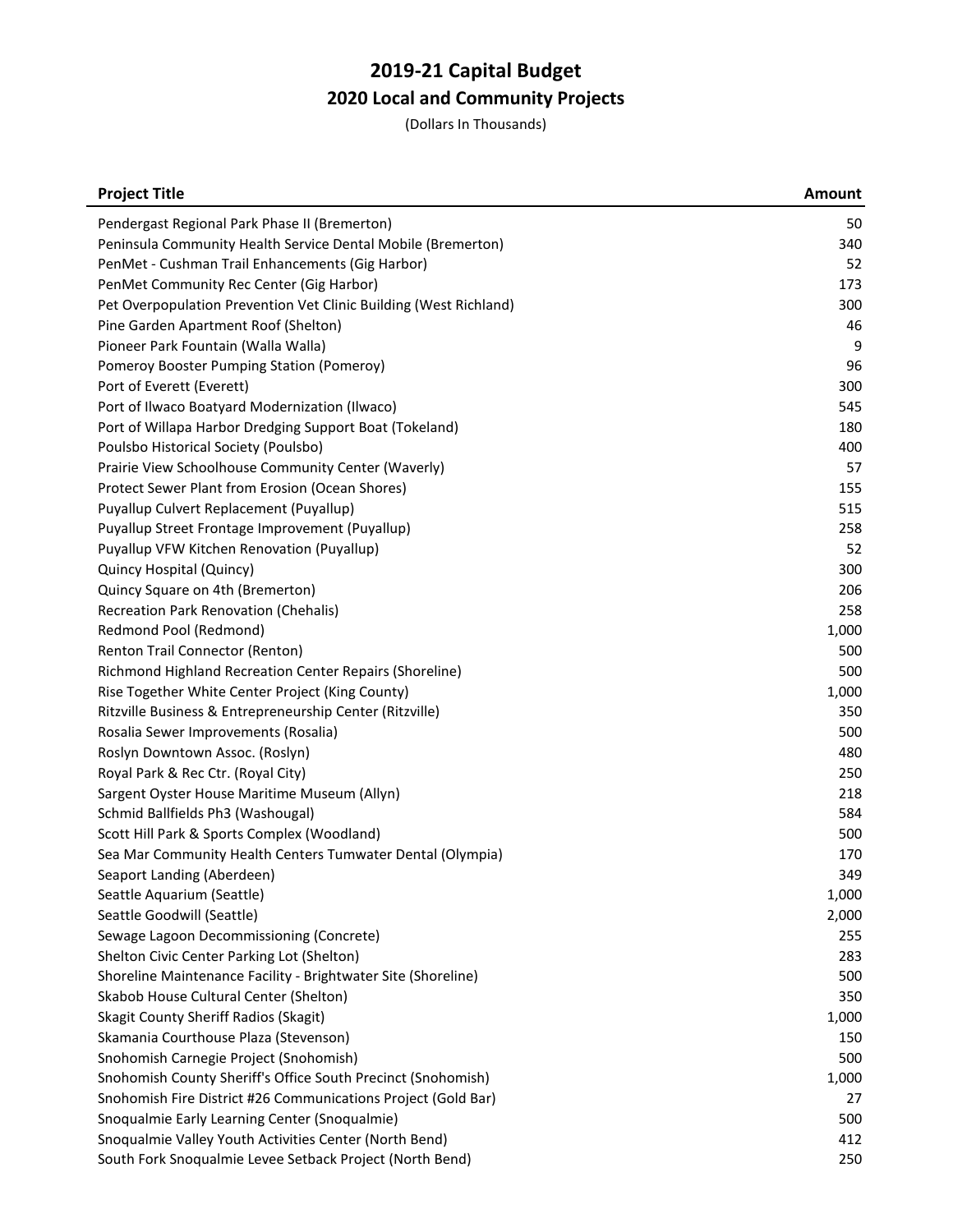# 2019-21 Capital Budget

## 2020 Local and Community Projects

(Dollars In Thousands)

| Project Title | Amount |
|---|---|
| Pendergast Regional Park Phase II (Bremerton) | 50 |
| Peninsula Community Health Service Dental Mobile (Bremerton) | 340 |
| PenMet - Cushman Trail Enhancements (Gig Harbor) | 52 |
| PenMet Community Rec Center (Gig Harbor) | 173 |
| Pet Overpopulation Prevention Vet Clinic Building (West Richland) | 300 |
| Pine Garden Apartment Roof (Shelton) | 46 |
| Pioneer Park Fountain (Walla Walla) | 9 |
| Pomeroy Booster Pumping Station (Pomeroy) | 96 |
| Port of Everett (Everett) | 300 |
| Port of Ilwaco Boatyard Modernization (Ilwaco) | 545 |
| Port of Willapa Harbor Dredging Support Boat (Tokeland) | 180 |
| Poulsbo Historical Society (Poulsbo) | 400 |
| Prairie View Schoolhouse Community Center (Waverly) | 57 |
| Protect Sewer Plant from Erosion (Ocean Shores) | 155 |
| Puyallup Culvert Replacement (Puyallup) | 515 |
| Puyallup Street Frontage Improvement (Puyallup) | 258 |
| Puyallup VFW Kitchen Renovation (Puyallup) | 52 |
| Quincy Hospital (Quincy) | 300 |
| Quincy Square on 4th (Bremerton) | 206 |
| Recreation Park Renovation (Chehalis) | 258 |
| Redmond Pool (Redmond) | 1,000 |
| Renton Trail Connector (Renton) | 500 |
| Richmond Highland Recreation Center Repairs (Shoreline) | 500 |
| Rise Together White Center Project (King County) | 1,000 |
| Ritzville Business & Entrepreneurship Center (Ritzville) | 350 |
| Rosalia Sewer Improvements (Rosalia) | 500 |
| Roslyn Downtown Assoc. (Roslyn) | 480 |
| Royal Park & Rec Ctr. (Royal City) | 250 |
| Sargent Oyster House Maritime Museum (Allyn) | 218 |
| Schmid Ballfields Ph3 (Washougal) | 584 |
| Scott Hill Park & Sports Complex (Woodland) | 500 |
| Sea Mar Community Health Centers Tumwater Dental (Olympia) | 170 |
| Seaport Landing (Aberdeen) | 349 |
| Seattle Aquarium (Seattle) | 1,000 |
| Seattle Goodwill (Seattle) | 2,000 |
| Sewage Lagoon Decommissioning (Concrete) | 255 |
| Shelton Civic Center Parking Lot (Shelton) | 283 |
| Shoreline Maintenance Facility - Brightwater Site (Shoreline) | 500 |
| Skabob House Cultural Center (Shelton) | 350 |
| Skagit County Sheriff Radios (Skagit) | 1,000 |
| Skamania Courthouse Plaza (Stevenson) | 150 |
| Snohomish Carnegie Project (Snohomish) | 500 |
| Snohomish County Sheriff's Office South Precinct (Snohomish) | 1,000 |
| Snohomish Fire District #26 Communications Project (Gold Bar) | 27 |
| Snoqualmie Early Learning Center (Snoqualmie) | 500 |
| Snoqualmie Valley Youth Activities Center (North Bend) | 412 |
| South Fork Snoqualmie Levee Setback Project (North Bend) | 250 |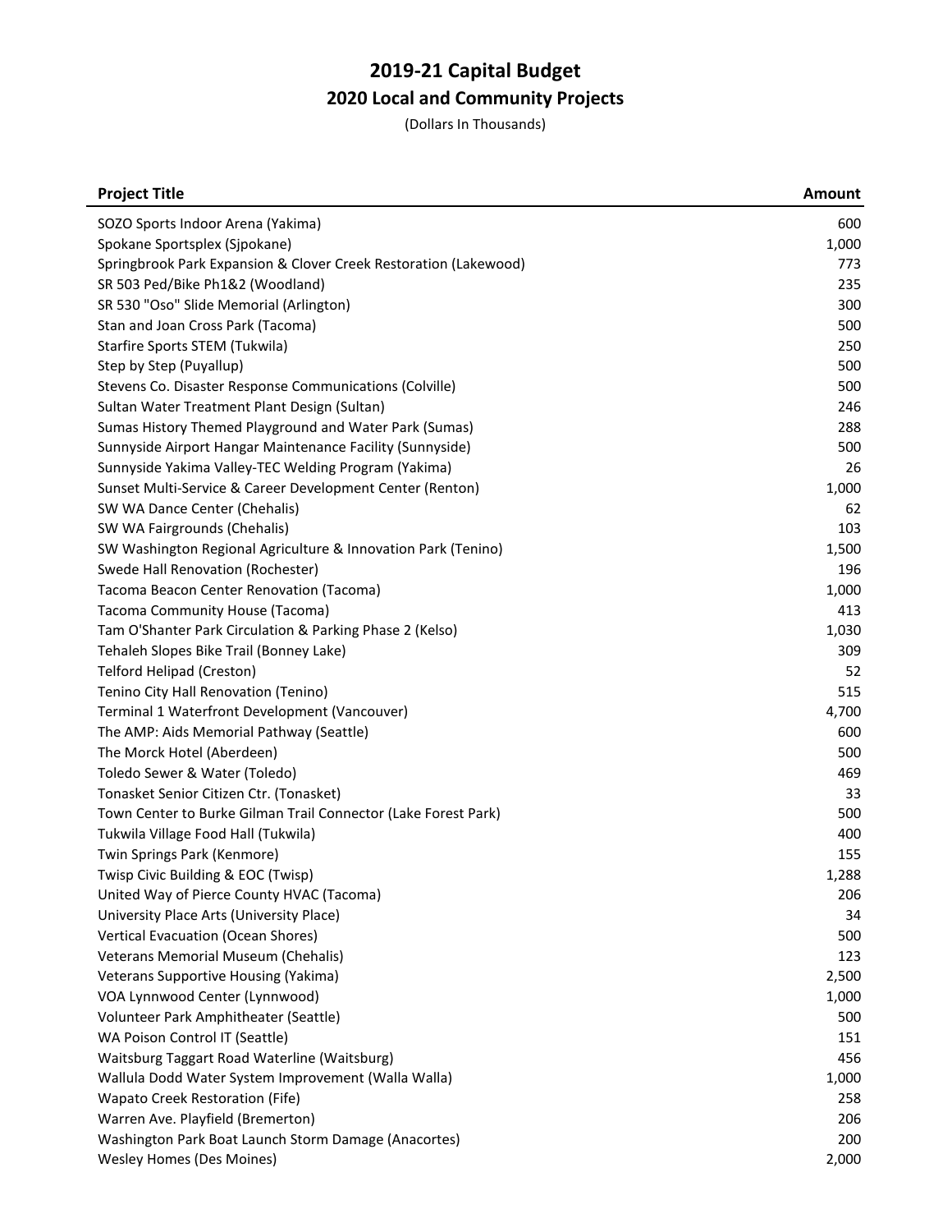# 2019-21 Capital Budget

## 2020 Local and Community Projects

(Dollars In Thousands)

| Project Title | Amount |
|---|---|
| SOZO Sports Indoor Arena (Yakima) | 600 |
| Spokane Sportsplex (Sjpokane) | 1,000 |
| Springbrook Park Expansion & Clover Creek Restoration (Lakewood) | 773 |
| SR 503 Ped/Bike Ph1&2 (Woodland) | 235 |
| SR 530 "Oso" Slide Memorial (Arlington) | 300 |
| Stan and Joan Cross Park (Tacoma) | 500 |
| Starfire Sports STEM (Tukwila) | 250 |
| Step by Step (Puyallup) | 500 |
| Stevens Co. Disaster Response Communications (Colville) | 500 |
| Sultan Water Treatment Plant Design (Sultan) | 246 |
| Sumas History Themed Playground and Water Park (Sumas) | 288 |
| Sunnyside Airport Hangar Maintenance Facility (Sunnyside) | 500 |
| Sunnyside Yakima Valley-TEC Welding Program (Yakima) | 26 |
| Sunset Multi-Service & Career Development Center (Renton) | 1,000 |
| SW WA Dance Center (Chehalis) | 62 |
| SW WA Fairgrounds (Chehalis) | 103 |
| SW Washington Regional Agriculture & Innovation Park (Tenino) | 1,500 |
| Swede Hall Renovation (Rochester) | 196 |
| Tacoma Beacon Center Renovation (Tacoma) | 1,000 |
| Tacoma Community House (Tacoma) | 413 |
| Tam O'Shanter Park Circulation & Parking Phase 2 (Kelso) | 1,030 |
| Tehaleh Slopes Bike Trail (Bonney Lake) | 309 |
| Telford Helipad (Creston) | 52 |
| Tenino City Hall Renovation (Tenino) | 515 |
| Terminal 1 Waterfront Development (Vancouver) | 4,700 |
| The AMP: Aids Memorial Pathway (Seattle) | 600 |
| The Morck Hotel (Aberdeen) | 500 |
| Toledo Sewer & Water (Toledo) | 469 |
| Tonasket Senior Citizen Ctr. (Tonasket) | 33 |
| Town Center to Burke Gilman Trail Connector (Lake Forest Park) | 500 |
| Tukwila Village Food Hall (Tukwila) | 400 |
| Twin Springs Park (Kenmore) | 155 |
| Twisp Civic Building & EOC (Twisp) | 1,288 |
| United Way of Pierce County HVAC (Tacoma) | 206 |
| University Place Arts (University Place) | 34 |
| Vertical Evacuation (Ocean Shores) | 500 |
| Veterans Memorial Museum (Chehalis) | 123 |
| Veterans Supportive Housing (Yakima) | 2,500 |
| VOA Lynnwood Center (Lynnwood) | 1,000 |
| Volunteer Park Amphitheater (Seattle) | 500 |
| WA Poison Control IT (Seattle) | 151 |
| Waitsburg Taggart Road Waterline (Waitsburg) | 456 |
| Wallula Dodd Water System Improvement (Walla Walla) | 1,000 |
| Wapato Creek Restoration (Fife) | 258 |
| Warren Ave. Playfield (Bremerton) | 206 |
| Washington Park Boat Launch Storm Damage (Anacortes) | 200 |
| Wesley Homes (Des Moines) | 2,000 |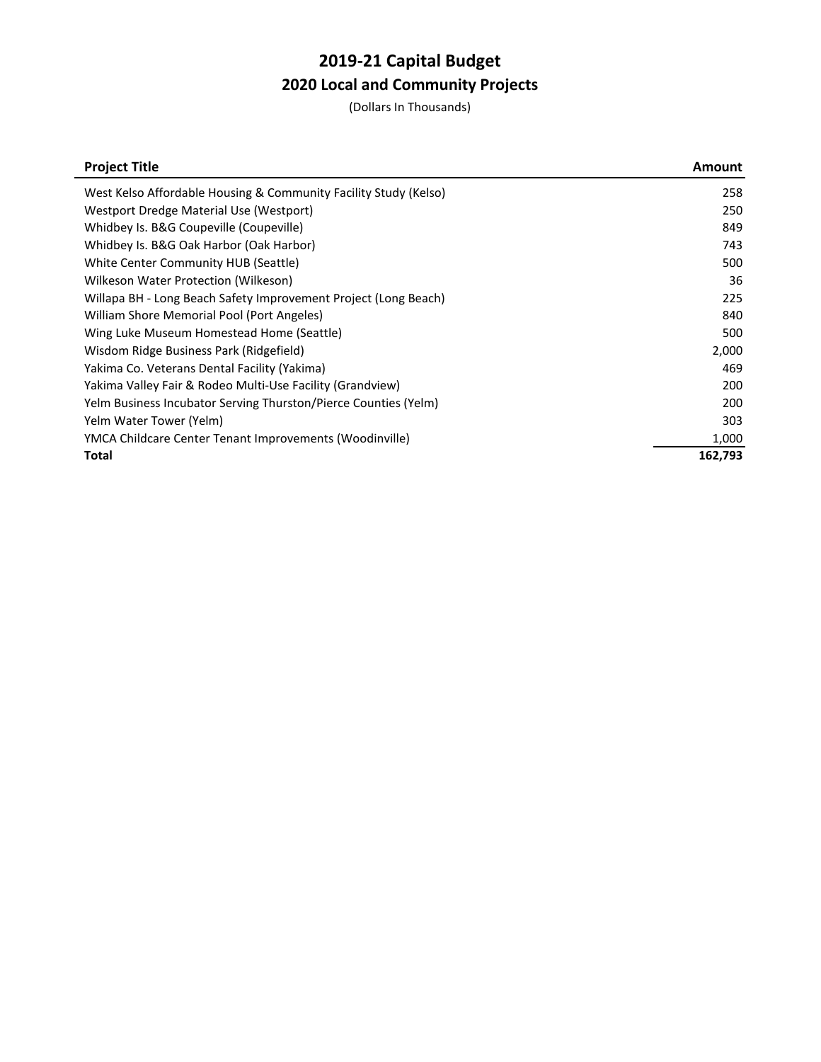# 2019-21 Capital Budget
## 2020 Local and Community Projects

(Dollars In Thousands)

| Project Title | Amount |
|---|---|
| West Kelso Affordable Housing & Community Facility Study (Kelso) | 258 |
| Westport Dredge Material Use (Westport) | 250 |
| Whidbey Is. B&G Coupeville (Coupeville) | 849 |
| Whidbey Is. B&G Oak Harbor (Oak Harbor) | 743 |
| White Center Community HUB (Seattle) | 500 |
| Wilkeson Water Protection (Wilkeson) | 36 |
| Willapa BH - Long Beach Safety Improvement Project (Long Beach) | 225 |
| William Shore Memorial Pool (Port Angeles) | 840 |
| Wing Luke Museum Homestead Home (Seattle) | 500 |
| Wisdom Ridge Business Park (Ridgefield) | 2,000 |
| Yakima Co. Veterans Dental Facility (Yakima) | 469 |
| Yakima Valley Fair & Rodeo Multi-Use Facility (Grandview) | 200 |
| Yelm Business Incubator Serving Thurston/Pierce Counties (Yelm) | 200 |
| Yelm Water Tower (Yelm) | 303 |
| YMCA Childcare Center Tenant Improvements (Woodinville) | 1,000 |
| **Total** | **162,793** |